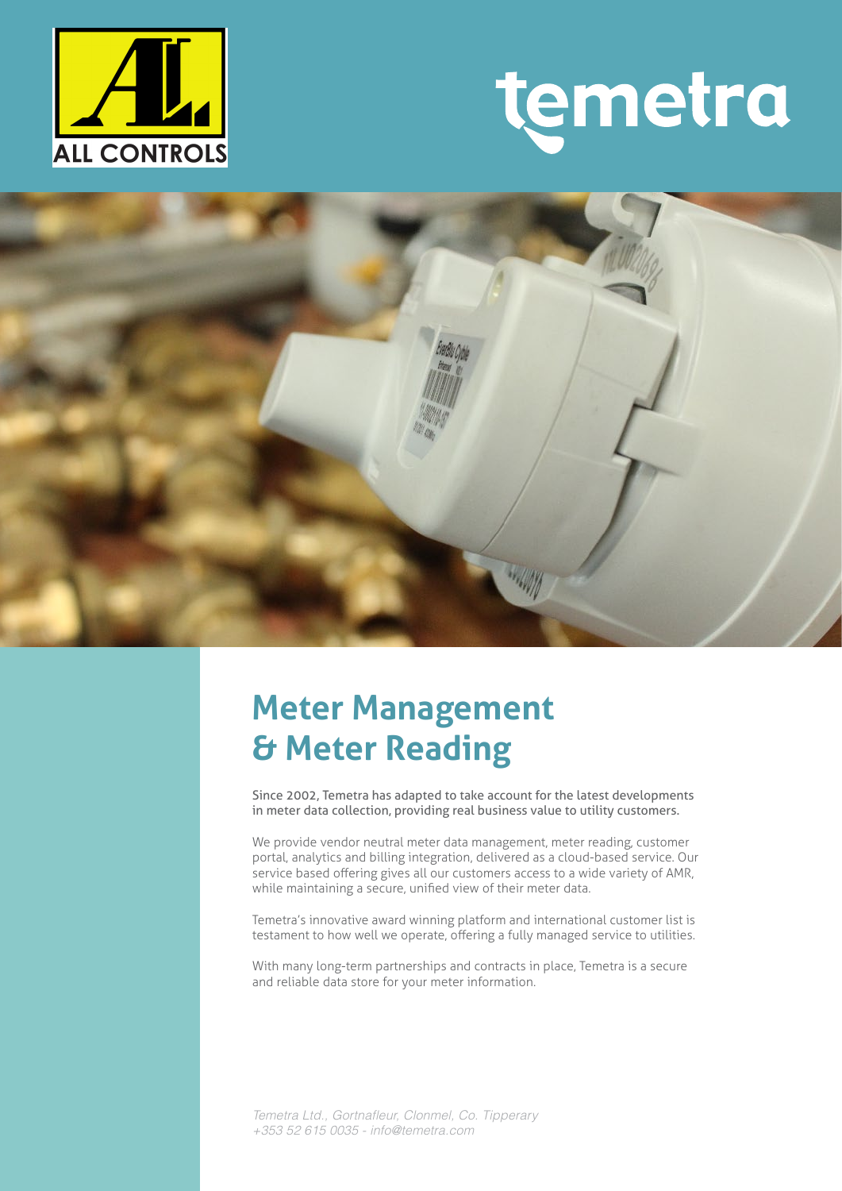ALL CONTROLS

temetra

# Meter Management & Meter Reading

Since 2002, Temetra has adapted to take account for the latest developments in meter data collection, providing real business value to utility customers.

We provide vendor neutral meter data management, meter reading, customer portal, analytics and billing integration, delivered as a cloud-based service. Our service based offering gives all our customers access to a wide variety of AMR, while maintaining a secure, unified view of their meter data.

Temetra's innovative award winning platform and international customer list is testament to how well we operate, offering a fully managed service to utilities.

With many long-term partnerships and contracts in place, Temetra is a secure and reliable data store for your meter information.

*Temetra Ltd., Gortnafleur, Clonmel, Co. Tipperary*
*+353 52 615 0035 - info@temetra.com*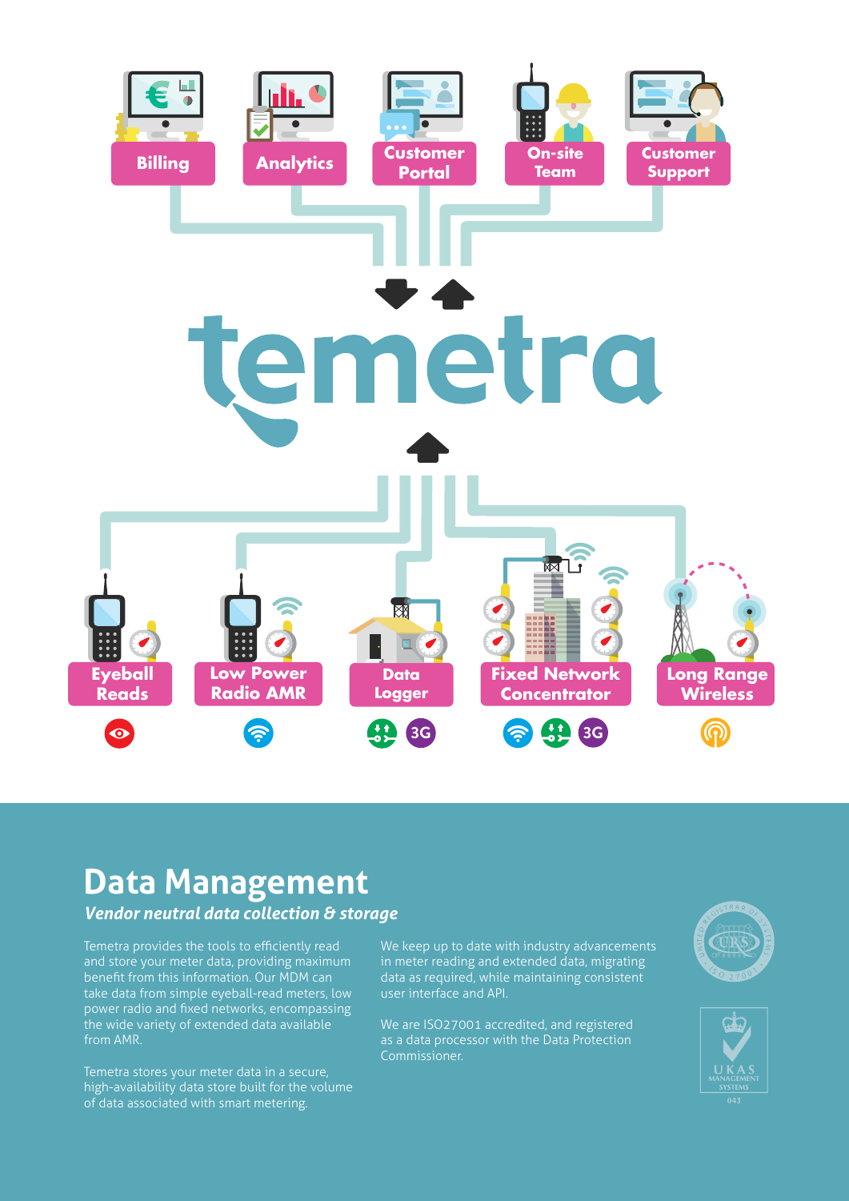Billing

Analytics

Customer Portal

On-site Team

Customer Support

temetra

Eyeball Reads

Low Power Radio AMR

Data Logger

3G

Fixed Network Concentrator

3G

Long Range Wireless

# Data Management

***Vendor neutral data collection & storage***

Temetra provides the tools to efficiently read and store your meter data, providing maximum benefit from this information. Our MDM can take data from simple eyeball-read meters, low power radio and fixed networks, encompassing the wide variety of extended data available from AMR.

Temetra stores your meter data in a secure, high-availability data store built for the volume of data associated with smart metering.

We keep up to date with industry advancements in meter reading and extended data, migrating data as required, while maintaining consistent user interface and API.

We are ISO27001 accredited, and registered as a data processor with the Data Protection Commissioner.

UNITED REGISTRAR OF SYSTEMS URS ISO 27001

UKAS MANAGEMENT SYSTEMS 043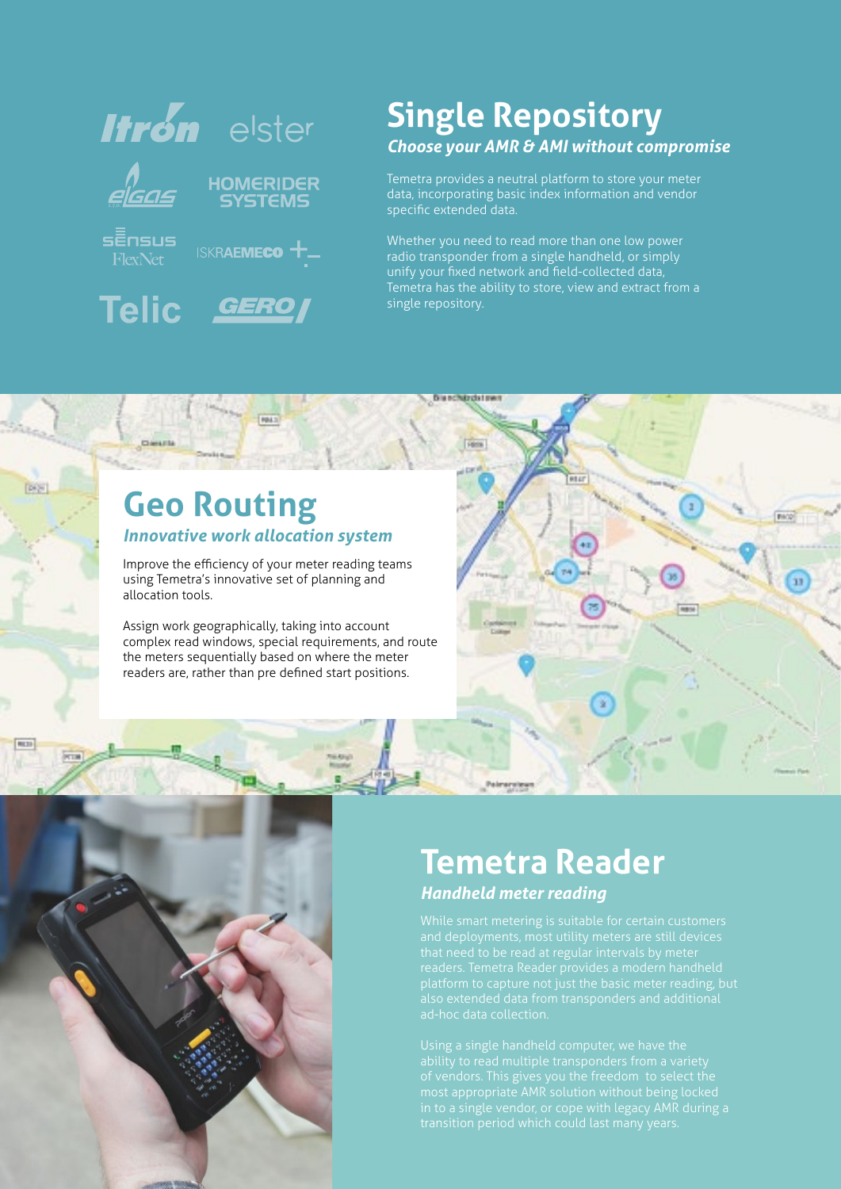## Single Repository

***Choose your AMR & AMI without compromise***

Temetra provides a neutral platform to store your meter data, incorporating basic index information and vendor specific extended data.

Whether you need to read more than one low power radio transponder from a single handheld, or simply unify your fixed network and field-collected data, Temetra has the ability to store, view and extract from a single repository.

## Geo Routing

***Innovative work allocation system***

Improve the efficiency of your meter reading teams using Temetra's innovative set of planning and allocation tools.

Assign work geographically, taking into account complex read windows, special requirements, and route the meters sequentially based on where the meter readers are, rather than pre defined start positions.

## Temetra Reader

***Handheld meter reading***

While smart metering is suitable for certain customers and deployments, most utility meters are still devices that need to be read at regular intervals by meter readers. Temetra Reader provides a modern handheld platform to capture not just the basic meter reading, but also extended data from transponders and additional ad-hoc data collection.

Using a single handheld computer, we have the ability to read multiple transponders from a variety of vendors. This gives you the freedom to select the most appropriate AMR solution without being locked in to a single vendor, or cope with legacy AMR during a transition period which could last many years.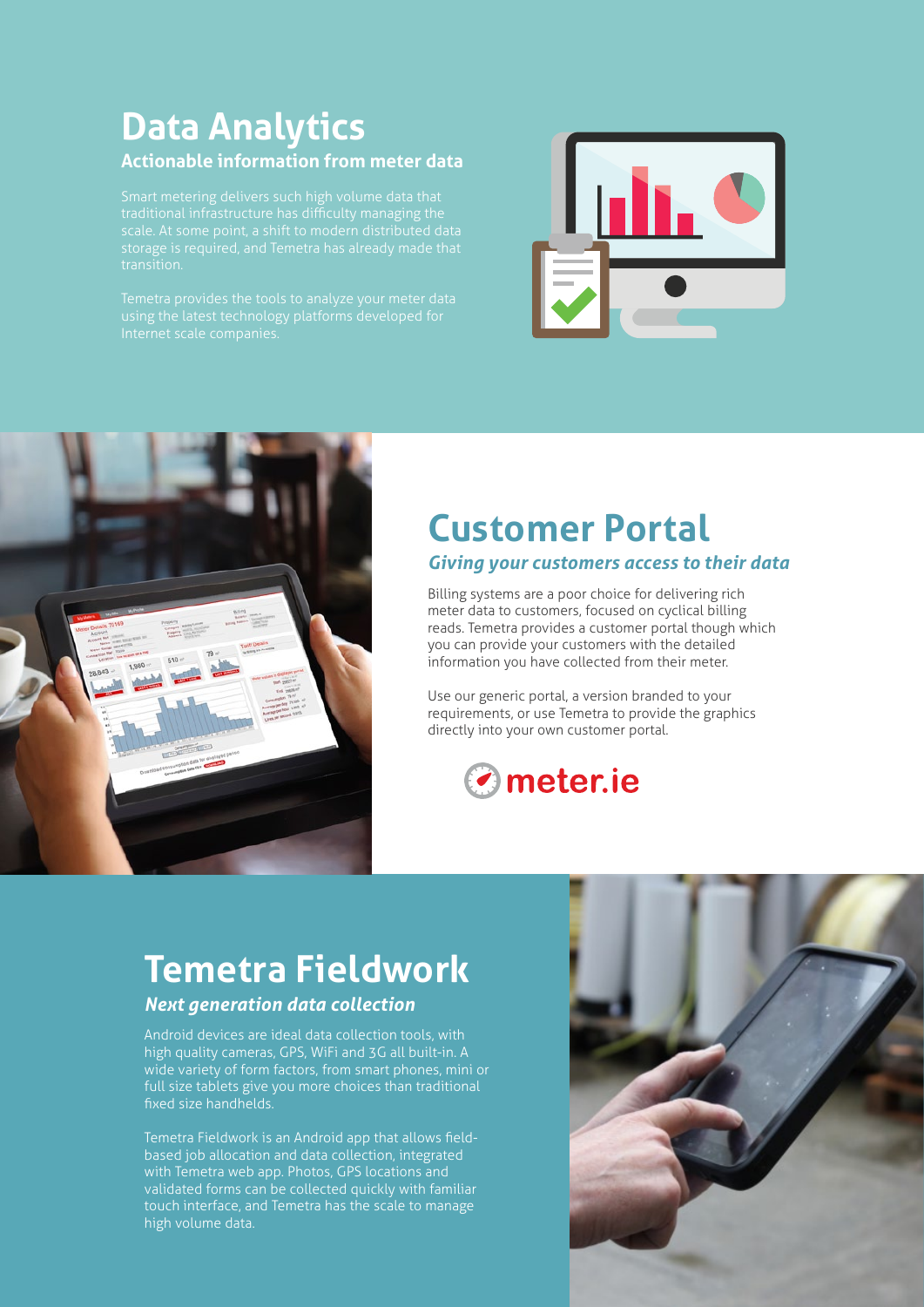# Data Analytics

### Actionable information from meter data

Smart metering delivers such high volume data that traditional infrastructure has difficulty managing the scale. At some point, a shift to modern distributed data storage is required, and Temetra has already made that transition.

Temetra provides the tools to analyze your meter data using the latest technology platforms developed for Internet scale companies.

# Customer Portal

### *Giving your customers access to their data*

Billing systems are a poor choice for delivering rich meter data to customers, focused on cyclical billing reads. Temetra provides a customer portal though which you can provide your customers with the detailed information you have collected from their meter.

Use our generic portal, a version branded to your requirements, or use Temetra to provide the graphics directly into your own customer portal.

meter.ie

# Temetra Fieldwork

### *Next generation data collection*

Android devices are ideal data collection tools, with high quality cameras, GPS, WiFi and 3G all built-in. A wide variety of form factors, from smart phones, mini or full size tablets give you more choices than traditional fixed size handhelds.

Temetra Fieldwork is an Android app that allows field-based job allocation and data collection, integrated with Temetra web app. Photos, GPS locations and validated forms can be collected quickly with familiar touch interface, and Temetra has the scale to manage high volume data.